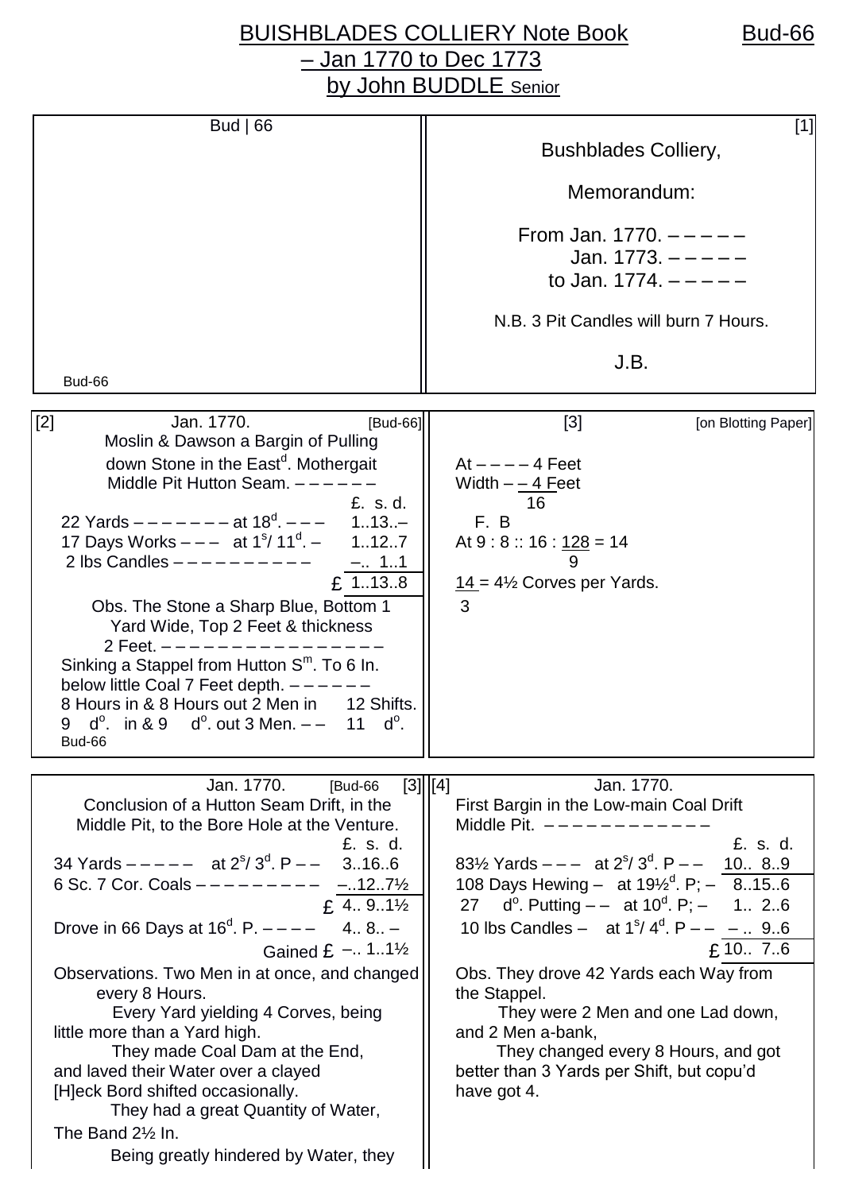# BUISHBLADES COLLIERY Note Book – Jan 1770 to Dec 1773 by John BUDDLE Senior

Bud | 66

[1]

Bushblades Colliery,

Memorandum:

From Jan. 1770. – – – – –
Jan. 1773. – – – – –
to Jan. 1774. – – – – –

N.B. 3 Pit Candles will burn 7 Hours.

J.B.

---

[2] Jan. 1770. [Bud-66]

Moslin & Dawson a Bargin of Pulling down Stone in the East[d]. Mothergait Middle Pit Hutton Seam. – – – – – –

| | £. s. d. |
|---|---|
| 22 Yards – – – – – – – at 18[d]. – – – | 1..13..– |
| 17 Days Works – – – at 1[s]/ 11[d]. – | 1..12..7 |
| 2 lbs Candles – – – – – – – – – – | –.. 1..1 |
| | £ 1..13..8 |

Obs. The Stone a Sharp Blue, Bottom 1 Yard Wide, Top 2 Feet & thickness 2 Feet. – – – – – – – – – – – – – – – – –

Sinking a Stappel from Hutton S[m]. To 6 In. below little Coal 7 Feet depth. – – – – – –

8 Hours in & 8 Hours out 2 Men in 12 Shifts.
9 d[o]. in & 9 d[o]. out 3 Men. – – 11 d[o].

---

[3] [on Blotting Paper]

At – – – – 4 Feet
Width – – 4 Feet
16

F. B
At 9 : 8 :: 16 : 128 = 14
9

14 = 4½ Corves per Yards.
3

---

Jan. 1770. [Bud-66 [3]

Conclusion of a Hutton Seam Drift, in the Middle Pit, to the Bore Hole at the Venture.

| | £. s. d. |
|---|---|
| 34 Yards – – – – – at 2[s]/ 3[d]. P – – | 3..16..6 |
| 6 Sc. 7 Cor. Coals – – – – – – – – – | –..12..7½ |
| | £ 4.. 9..1½ |
| Drove in 66 Days at 16[d]. P. – – – – | 4.. 8.. – |
| Gained | £ –.. 1..1½ |

Observations. Two Men in at once, and changed every 8 Hours.

Every Yard yielding 4 Corves, being little more than a Yard high.

They made Coal Dam at the End, and laved their Water over a clayed [H]eck Bord shifted occasionally.

They had a great Quantity of Water, The Band 2½ In.

Being greatly hindered by Water, they

---

[4] Jan. 1770.

First Bargin in the Low-main Coal Drift Middle Pit. – – – – – – – – – – – –

| | £. s. d. |
|---|---|
| 83½ Yards – – – at 2[s]/ 3[d]. P – – | 10.. 8..9 |
| 108 Days Hewing – at 19½[d]. P; – | 8..15..6 |
| 27 d[o]. Putting – – at 10[d]. P; – | 1.. 2..6 |
| 10 lbs Candles – at 1[s]/ 4[d]. P – – | – .. 9..6 |
| | £ 10.. 7..6 |

Obs. They drove 42 Yards each Way from the Stappel.

They were 2 Men and one Lad down, and 2 Men a-bank,

They changed every 8 Hours, and got better than 3 Yards per Shift, but copu'd have got 4.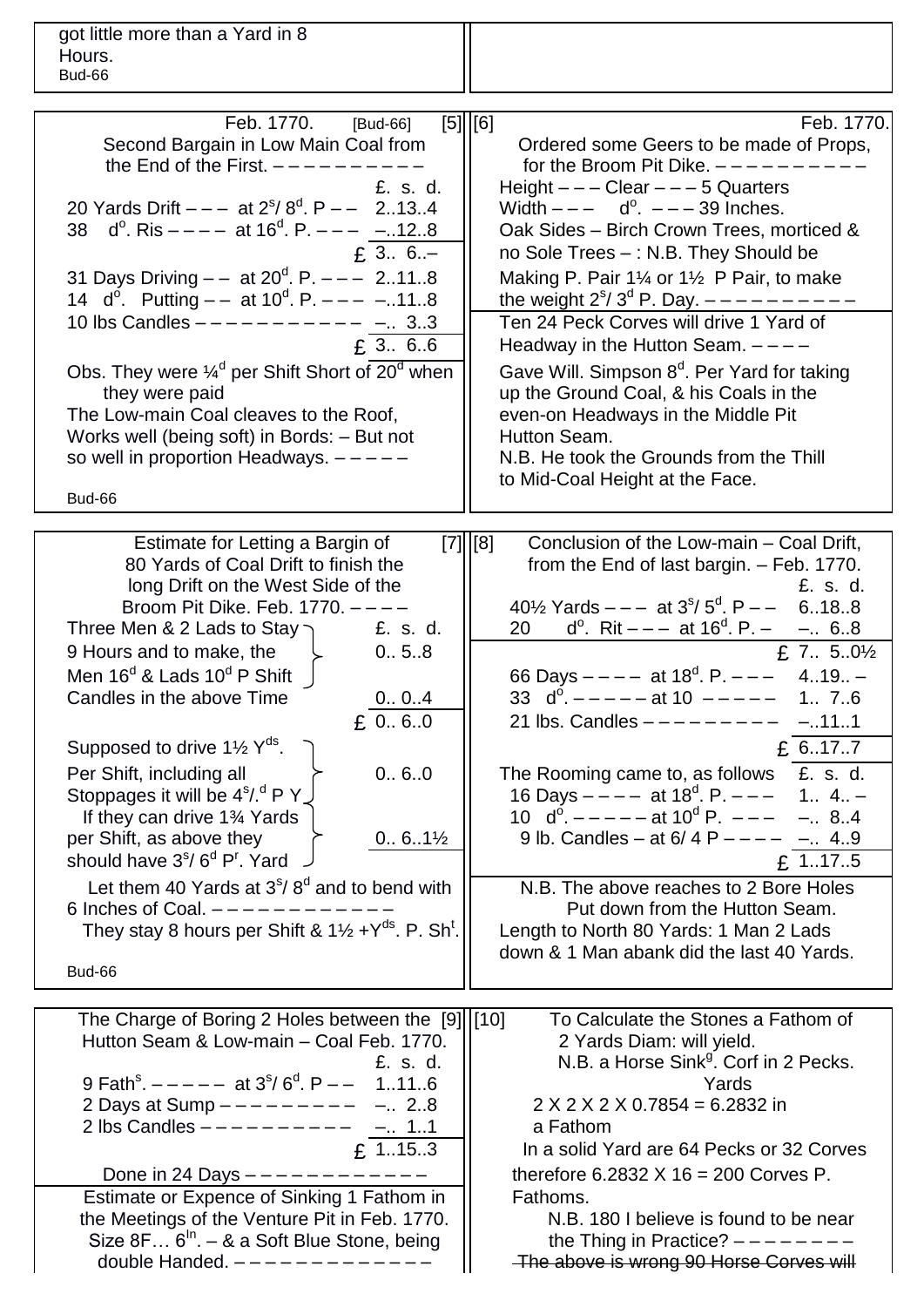got little more than a Yard in 8 Hours.

Bud-66

---

Feb. 1770. [Bud-66] [5]

Second Bargain in Low Main Coal from the End of the First. – – – – – – – – – – –

| | £. s. d. |
|---|---|
| 20 Yards Drift – – – at $2^s$/ $8^d$. P – – | 2..13..4 |
| 38 d$^o$. Ris – – – – at $16^d$. P. – – – | –..12..8 |
| | £ 3.. 6..– |
| 31 Days Driving – – at $20^d$. P. – – – | 2..11..8 |
| 14 d$^o$. Putting – – at $10^d$. P. – – – | –..11..8 |
| 10 lbs Candles – – – – – – – – – – – | –.. 3..3 |
| | £ 3.. 6..6 |

Obs. They were ¼$^d$ per Shift Short of $20^d$ when they were paid

The Low-main Coal cleaves to the Roof, Works well (being soft) in Bords: – But not so well in proportion Headways. – – – – –

Bud-66

---

[6] Feb. 1770.

Ordered some Geers to be made of Props, for the Broom Pit Dike. – – – – – – – – – – –

Height – – – Clear – – – 5 Quarters

Width – – – d$^o$. – – – 39 Inches.

Oak Sides – Birch Crown Trees, morticed & no Sole Trees – : N.B. They Should be Making P. Pair 1¼ or 1½ P Pair, to make the weight $2^s$/ $3^d$ P. Day. – – – – – – – – – – –

Ten 24 Peck Corves will drive 1 Yard of Headway in the Hutton Seam. – – – –

Gave Will. Simpson $8^d$. Per Yard for taking up the Ground Coal, & his Coals in the even-on Headways in the Middle Pit Hutton Seam.

N.B. He took the Grounds from the Thill to Mid-Coal Height at the Face.

---

Estimate for Letting a Bargin of 80 Yards of Coal Drift to finish the long Drift on the West Side of the Broom Pit Dike. Feb. 1770. – – – – [7]

| | £. s. d. |
|---|---|
| Three Men & 2 Lads to Stay 9 Hours and to make, the Men $16^d$ & Lads $10^d$ P Shift | 0.. 5..8 |
| Candles in the above Time | 0.. 0..4 |
| | £ 0.. 6..0 |
| Supposed to drive 1½ Y$^{ds}$. Per Shift, including all Stoppages it will be $4^s$/.$^d$ P Y. | 0.. 6..0 |
| If they can drive 1¾ Yards per Shift, as above they should have $3^s$/ $6^d$ P$^r$. Yard | 0.. 6..1½ |

Let them 40 Yards at $3^s$/ $8^d$ and to bend with 6 Inches of Coal. – – – – – – – – – – – – –

They stay 8 hours per Shift & 1½ +Y$^{ds}$. P. Sh$^t$.

Bud-66

---

[8] Conclusion of the Low-main – Coal Drift, from the End of last bargin. – Feb. 1770.

| | £. s. d. |
|---|---|
| 40½ Yards – – – at $3^s$/ $5^d$. P – – | 6..18..8 |
| 20 d$^o$. Rit – – – at $16^d$. P. – | –.. 6..8 |
| | £ 7.. 5..0½ |
| 66 Days – – – – at $18^d$. P. – – – | 4..19.. – |
| 33 d$^o$. – – – – – – at 10 – – – – – | 1.. 7..6 |
| 21 lbs. Candles – – – – – – – – – – | –..11..1 |
| | £ 6..17..7 |
| The Rooming came to, as follows | £. s. d. |
| 16 Days – – – – at $18^d$. P. – – – | 1.. 4.. – |
| 10 d$^o$. – – – – – – at $10^d$ P. – – – | –.. 8..4 |
| 9 lb. Candles – at 6/ 4 P – – – – | –.. 4..9 |
| | £ 1..17..5 |

N.B. The above reaches to 2 Bore Holes Put down from the Hutton Seam.

Length to North 80 Yards: 1 Man 2 Lads down & 1 Man abank did the last 40 Yards.

---

The Charge of Boring 2 Holes between the Hutton Seam & Low-main – Coal Feb. 1770. [9]

| | £. s. d. |
|---|---|
| 9 Fath$^s$. – – – – – at $3^s$/ $6^d$. P – – | 1..11..6 |
| 2 Days at Sump – – – – – – – – – – | –.. 2..8 |
| 2 lbs Candles – – – – – – – – – – – | –.. 1..1 |
| | £ 1..15..3 |

Done in 24 Days – – – – – – – – – – – – –

Estimate or Expence of Sinking 1 Fathom in the Meetings of the Venture Pit in Feb. 1770. Size 8F… 6$^{In}$. – & a Soft Blue Stone, being double Handed. – – – – – – – – – – – – – –

---

[10] To Calculate the Stones a Fathom of 2 Yards Diam: will yield.

N.B. a Horse Sink$^g$. Corf in 2 Pecks.

Yards

$2 \times 2 \times 2 \times 0.7854 = 6.2832$ in a Fathom

In a solid Yard are 64 Pecks or 32 Corves therefore $6.2832 \times 16 = 200$ Corves P. Fathoms.

N.B. 180 I believe is found to be near the Thing in Practice? – – – – – – – –

~~The above is wrong 90 Horse Corves will~~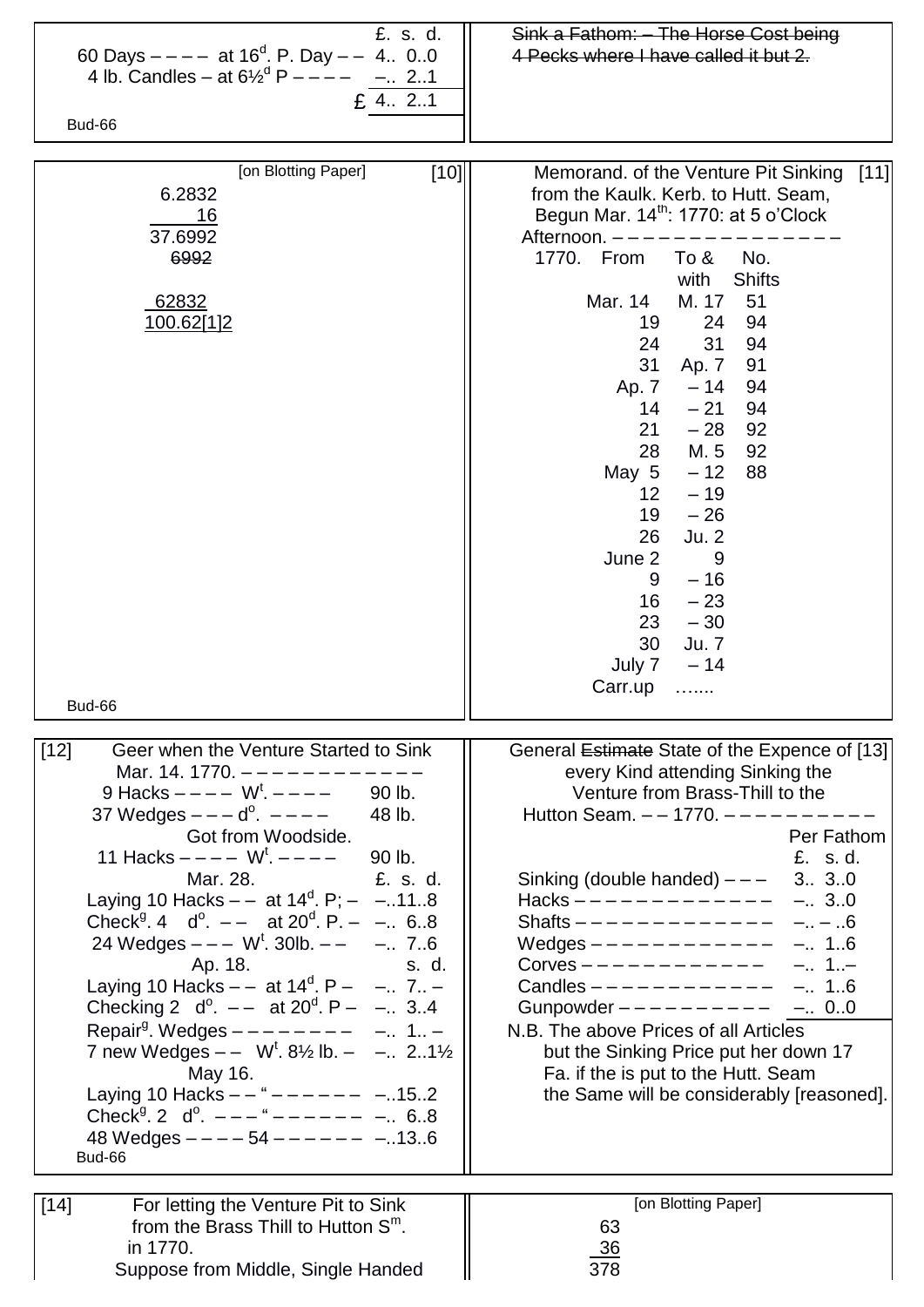| | £. s. d. |
|---|---|
| 60 Days – – – – at 16$^{d}$. P. Day – – | 4.. 0..0 |
| 4 lb. Candles – at 6½$^{d}$ P – – – – | –.. 2..1 |
| £ | 4.. 2..1 |

Bud-66

~~Sink a Fathom: – The Horse Cost being 4 Pecks where I have called it but 2.~~

[10] [on Blotting Paper]

6.2832
16
37.6992
~~6992~~

62832
100.62[1]2

Bud-66

[11] Memorand. of the Venture Pit Sinking from the Kaulk. Kerb. to Hutt. Seam, Begun Mar. 14$^{th}$: 1770: at 5 o'Clock Afternoon. – – – – – – – – – – – – – – – –

| 1770. From | To & with | No. Shifts |
|---|---|---|
| Mar. 14 | M. 17 | 51 |
| 19 | 24 | 94 |
| 24 | 31 | 94 |
| 31 | Ap. 7 | 91 |
| Ap. 7 | – 14 | 94 |
| 14 | – 21 | 94 |
| 21 | – 28 | 92 |
| 28 | M. 5 | 92 |
| May 5 | – 12 | 88 |
| 12 | – 19 | |
| 19 | – 26 | |
| 26 | Ju. 2 | |
| June 2 | 9 | |
| 9 | – 16 | |
| 16 | – 23 | |
| 23 | – 30 | |
| 30 | Ju. 7 | |
| July 7 | – 14 | |
| Carr.up | ……. | |

[12] Geer when the Venture Started to Sink Mar. 14. 1770. – – – – – – – – – – – –

| | |
|---|---|
| 9 Hacks – – – – W$^{t}$. – – – – | 90 lb. |
| 37 Wedges – – – d$^{o}$. – – – – | 48 lb. |
| Got from Woodside. | |
| 11 Hacks – – – – W$^{t}$. – – – – | 90 lb. |
| Mar. 28. | £. s. d. |
| Laying 10 Hacks – – at 14$^{d}$. P; – | –..11..8 |
| Check$^{g}$. 4 d$^{o}$. – – at 20$^{d}$. P. – | –.. 6..8 |
| 24 Wedges – – – W$^{t}$. 30lb. – – | –.. 7..6 |
| Ap. 18. | s. d. |
| Laying 10 Hacks – – at 14$^{d}$. P – | –.. 7.. – |
| Checking 2 d$^{o}$. – – at 20$^{d}$. P – | –.. 3..4 |
| Repair$^{g}$. Wedges – – – – – – – – – | –.. 1.. – |
| 7 new Wedges – – W$^{t}$. 8½ lb. – | –.. 2..1½ |
| May 16. | |
| Laying 10 Hacks – – " – – – – – – – | –..15..2 |
| Check$^{g}$. 2 d$^{o}$. – – – " – – – – – – – | –.. 6..8 |
| 48 Wedges – – – – 54 – – – – – – – | –..13..6 |

Bud-66

[13] General ~~Estimate~~ State of the Expence of every Kind attending Sinking the Venture from Brass-Thill to the Hutton Seam. – – 1770. – – – – – – – – – –

| | Per Fathom £. s. d. |
|---|---|
| Sinking (double handed) – – – | 3.. 3..0 |
| Hacks – – – – – – – – – – – – – – | –.. 3..0 |
| Shafts – – – – – – – – – – – – – – | –.. – ..6 |
| Wedges – – – – – – – – – – – – – | –.. 1..6 |
| Corves – – – – – – – – – – – – – | –.. 1..– |
| Candles – – – – – – – – – – – – – | –.. 1..6 |
| Gunpowder – – – – – – – – – – – | –.. 0..0 |

N.B. The above Prices of all Articles but the Sinking Price put her down 17 Fa. if the is put to the Hutt. Seam the Same will be considerably [reasoned].

[14] For letting the Venture Pit to Sink from the Brass Thill to Hutton S$^{m}$. in 1770.
Suppose from Middle, Single Handed

[on Blotting Paper]

63
36
378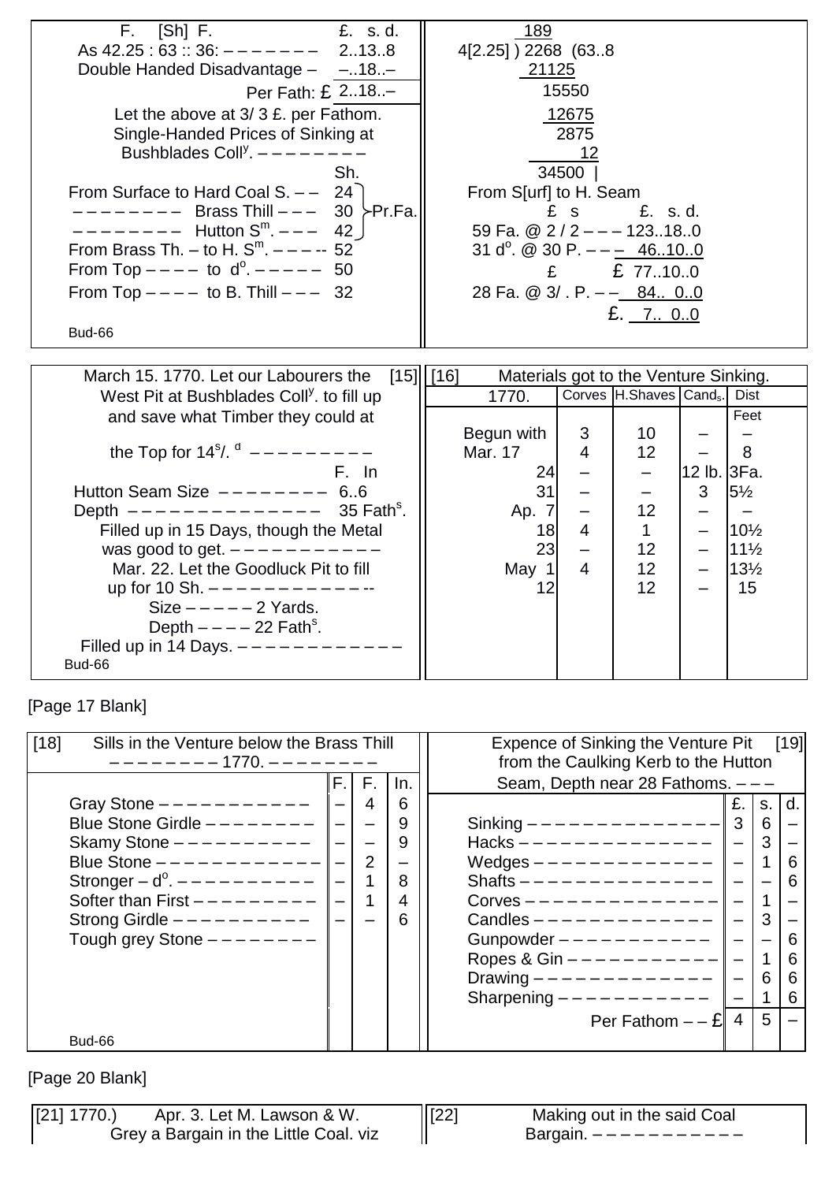F. [Sh] F. £. s. d.
As 42.25 : 63 :: 36: – – – – – – – 2..13..8
Double Handed Disadvantage – –..18..–
Per Fath: £ 2..18..–

Let the above at 3/ 3 £. per Fathom.
Single-Handed Prices of Sinking at Bushblades Coll^y. – – – – – – – – –

| | Sh. | |
|---|---|---|
| From Surface to Hard Coal S. – – | 24 | Pr.Fa. |
| – – – – – – – – Brass Thill – – – | 30 | |
| – – – – – – – – Hutton S^m. – – – | 42 | |
| From Brass Th. – to H. S^m. – – – -- | 52 | |
| From Top – – – – to d^o. – – – – – | 50 | |
| From Top – – – – to B. Thill – – – | 32 | |

Bud-66

```
  189
4[2.25] ) 2268 (63..8
  21125
  15550
  12675
   2875
     12
  34500 |
```

From S[urf] to H. Seam

£ s £. s. d.
59 Fa. @ 2 / 2 – – – 123..18..0
31 d^o. @ 30 P. – – – 46..10..0
£ £ 77..10..0
28 Fa. @ 3/ . P. – – 84.. 0..0
£. 7.. 0..0

[15] March 15. 1770. Let our Labourers the West Pit at Bushblades Coll^y. to fill up and save what Timber they could at the Top for 14^s/. ^d – – – – – – – – – –

F. In
Hutton Seam Size – – – – – – – – – 6..6
Depth – – – – – – – – – – – – – – 35 Fath^s.
Filled up in 15 Days, though the Metal was good to get. – – – – – – – – – – – –
Mar. 22. Let the Goodluck Pit to fill up for 10 Sh. – – – – – – – – – – – – --
Size – – – – – 2 Yards.
Depth – – – – 22 Fath^s.
Filled up in 14 Days. – – – – – – – – – – – – –

Bud-66

[16] Materials got to the Venture Sinking.

| 1770. | Corves | H.Shaves | Cand_s. | Dist |
|---|---|---|---|---|
| | | | | Feet |
| Begun with | 3 | 10 | – | – |
| Mar. 17 | 4 | 12 | – | 8 |
| 24 | – | – | 12 lb. | 3Fa. |
| 31 | – | – | 3 | 5½ |
| Ap. 7 | – | 12 | – | – |
| 18 | 4 | 1 | – | 10½ |
| 23 | – | 12 | – | 11½ |
| May 1 | 4 | 12 | – | 13½ |
| 12 | | 12 | – | 15 |

[Page 17 Blank]

[18] Sills in the Venture below the Brass Thill
– – – – – – – – 1770. – – – – – – – –

| | F. | F. | In. |
|---|---|---|---|
| Gray Stone – – – – – – – – – – – – | – | 4 | 6 |
| Blue Stone Girdle – – – – – – – – – | – | – | 9 |
| Skamy Stone – – – – – – – – – – – | – | – | 9 |
| Blue Stone – – – – – – – – – – – – – | – | 2 | – |
| Stronger – d^o. – – – – – – – – – – – | – | 1 | 8 |
| Softer than First – – – – – – – – – – | – | 1 | 4 |
| Strong Girdle – – – – – – – – – – – | – | – | 6 |
| Tough grey Stone – – – – – – – – – | | | |

Bud-66

[19] Expence of Sinking the Venture Pit from the Caulking Kerb to the Hutton Seam, Depth near 28 Fathoms. – – –

| | £. | s. | d. |
|---|---|---|---|
| Sinking – – – – – – – – – – – – – – – | 3 | 6 | – |
| Hacks – – – – – – – – – – – – – – – | – | 3 | – |
| Wedges – – – – – – – – – – – – – – | – | 1 | 6 |
| Shafts – – – – – – – – – – – – – – – | – | – | 6 |
| Corves – – – – – – – – – – – – – – – | – | 1 | – |
| Candles – – – – – – – – – – – – – – | – | 3 | – |
| Gunpowder – – – – – – – – – – – – | – | – | 6 |
| Ropes & Gin – – – – – – – – – – – – | – | 1 | 6 |
| Drawing – – – – – – – – – – – – – – | – | 6 | 6 |
| Sharpening – – – – – – – – – – – – | – | 1 | 6 |
| Per Fathom – – £ | 4 | 5 | – |

[Page 20 Blank]

[21] 1770.) Apr. 3. Let M. Lawson & W. Grey a Bargain in the Little Coal. viz

[22] Making out in the said Coal Bargain. – – – – – – – – – – – –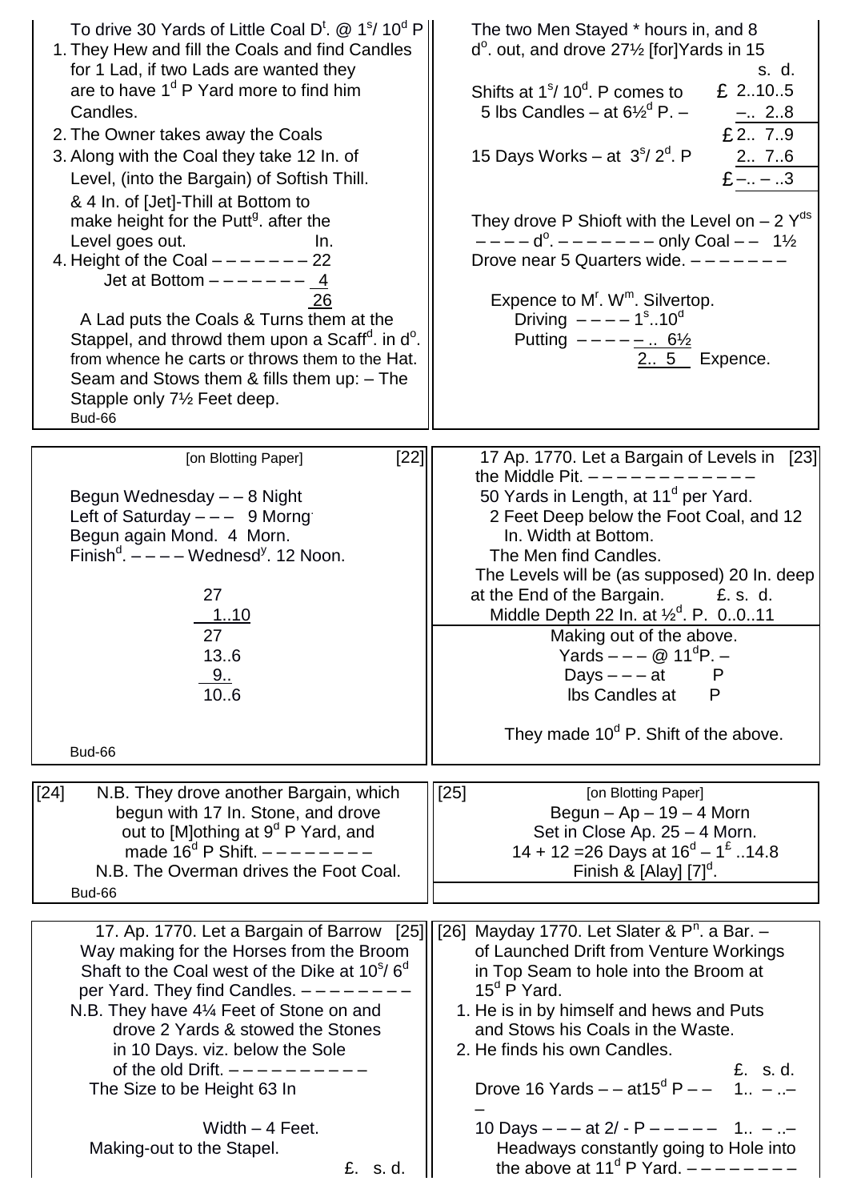To drive 30 Yards of Little Coal D$^{t}$. @ 1$^{s}$/ 10$^{d}$ P

1. They Hew and fill the Coals and find Candles for 1 Lad, if two Lads are wanted they are to have 1$^{d}$ P Yard more to find him Candles.
2. The Owner takes away the Coals
3. Along with the Coal they take 12 In. of Level, (into the Bargain) of Softish Thill. & 4 In. of [Jet]-Thill at Bottom to make height for the Putt$^{g}$. after the Level goes out. In.
4. Height of the Coal – – – – – – – 22
   Jet at Bottom – – – – – – – 4
   26

A Lad puts the Coals & Turns them at the Stappel, and throwd them upon a Scaff$^{d}$. in d$^{o}$. from whence he carts or throws them to the Hat. Seam and Stows them & fills them up: – The Stapple only 7½ Feet deep.

Bud-66

The two Men Stayed * hours in, and 8 d$^{o}$. out, and drove 27½ [for]Yards in 15

| | s. d. |
|---|---|
| Shifts at 1$^{s}$/ 10$^{d}$. P comes to | £ 2..10..5 |
| 5 lbs Candles – at 6½$^{d}$ P. – | –.. 2..8 |
| | £ 2.. 7..9 |
| 15 Days Works – at 3$^{s}$/ 2$^{d}$. P | 2.. 7..6 |
| | £ –.. – ..3 |

They drove P Shioft with the Level on – 2 Y$^{ds}$
– – – – d$^{o}$. – – – – – – – – only Coal – – 1½
Drove near 5 Quarters wide. – – – – – – – –

Expence to M$^{r}$. W$^{m}$. Silvertop.
Driving – – – – 1$^{s}$..10$^{d}$
Putting – – – – – .. 6½
2.. 5 Expence.

[on Blotting Paper] [22]

Begun Wednesday – – 8 Night
Left of Saturday – – – 9 Morng.
Begun again Mond. 4 Morn.
Finish$^{d}$. – – – – Wednesd$^{y}$. 12 Noon.

27
1..10
27
13..6
9..
10..6

Bud-66

17 Ap. 1770. Let a Bargain of Levels in [23] the Middle Pit. – – – – – – – – – – – –
50 Yards in Length, at 11$^{d}$ per Yard.
2 Feet Deep below the Foot Coal, and 12 In. Width at Bottom.
The Men find Candles.
The Levels will be (as supposed) 20 In. deep at the End of the Bargain. £. s. d.
Middle Depth 22 In. at ½$^{d}$. P. 0..0..11

Making out of the above.
Yards – – – @ 11$^{d}$P. –
Days – – – at P
lbs Candles at P

They made 10$^{d}$ P. Shift of the above.

[24] N.B. They drove another Bargain, which begun with 17 In. Stone, and drove out to [M]othing at 9$^{d}$ P Yard, and made 16$^{d}$ P Shift. – – – – – – – – –
N.B. The Overman drives the Foot Coal.

Bud-66

[25] [on Blotting Paper]
Begun – Ap – 19 – 4 Morn
Set in Close Ap. 25 – 4 Morn.
14 + 12 =26 Days at 16$^{d}$ – 1$^{£}$ ..14.8
Finish & [Alay] [7]$^{d}$.

17. Ap. 1770. Let a Bargain of Barrow [25] Way making for the Horses from the Broom Shaft to the Coal west of the Dike at 10$^{s}$/ 6$^{d}$ per Yard. They find Candles. – – – – – – – –
N.B. They have 4¼ Feet of Stone on and drove 2 Yards & stowed the Stones in 10 Days. viz. below the Sole of the old Drift. – – – – – – – – – – –
The Size to be Height 63 In

Width – 4 Feet.
Making-out to the Stapel.
£. s. d.

[26] Mayday 1770. Let Slater & P$^{n}$. a Bar. – of Launched Drift from Venture Workings in Top Seam to hole into the Broom at 15$^{d}$ P Yard.

1. He is in by himself and hews and Puts and Stows his Coals in the Waste.
2. He finds his own Candles.

| | £. s. d. |
|---|---|
| Drove 16 Yards – – at15$^{d}$ P – – – | 1.. – ..– |
| 10 Days – – – at 2/ - P – – – – – | 1.. – ..– |

Headways constantly going to Hole into the above at 11$^{d}$ P Yard. – – – – – – – –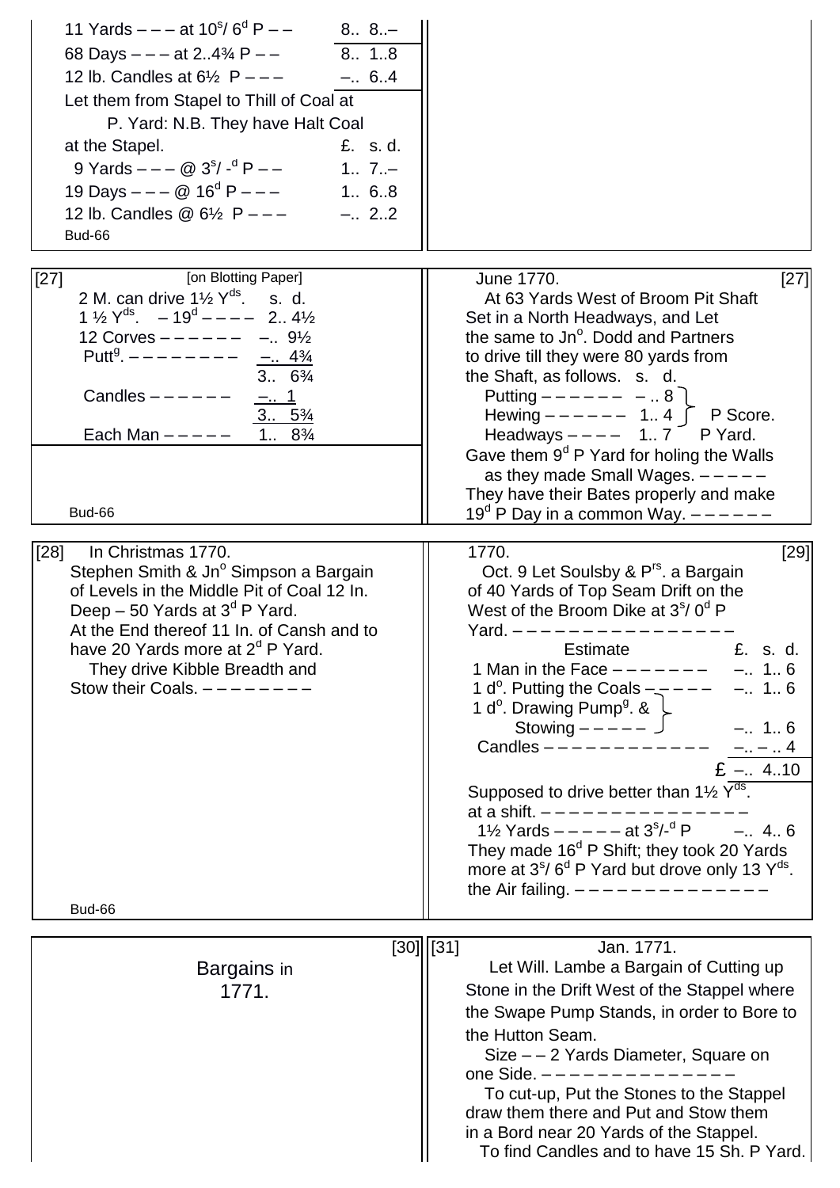11 Yards – – – at $10^s$/ $6^d$ P – – 8.. 8..–
68 Days – – – at 2..4¾ P – – 8.. 1..8
12 lb. Candles at 6½ P – – – –.. 6..4

Let them from Stapel to Thill of Coal at P. Yard: N.B. They have Halt Coal at the Stapel.

| | £. s. d. |
|---|---|
| 9 Yards – – – @ $3^s$/ -$^d$ P – – | 1.. 7..– |
| 19 Days – – – @ $16^d$ P – – – | 1.. 6..8 |
| 12 lb. Candles @ 6½ P – – – | –.. 2..2 |

Bud-66

---

[27] [on Blotting Paper]

2 M. can drive 1½ $Y^{ds}$. s. d.

| | |
|---|---|
| 1 ½ $Y^{ds}$. – $19^d$ – – – – | 2.. 4½ |
| 12 Corves – – – – – – | –.. 9½ |
| $Putt^g$. – – – – – – – – | –.. 4¾ |
| | 3.. 6¾ |
| Candles – – – – – – | –.. 1 |
| | 3.. 5¾ |
| Each Man – – – – – | 1.. 8¾ |

Bud-66

---

June 1770. [27]

At 63 Yards West of Broom Pit Shaft Set in a North Headways, and Let the same to $Jn^o$. Dodd and Partners to drive till they were 80 yards from the Shaft, as follows. s. d.

| | s. d. | |
|---|---|---|
| Putting – – – – – – | – .. 8 | P Score. |
| Hewing – – – – – – | 1.. 4 | P Score. |
| Headways – – – – | 1.. 7 | P Yard. |

Gave them $9^d$ P Yard for holing the Walls as they made Small Wages. – – – – –
They have their Bates properly and make $19^d$ P Day in a common Way. – – – – – –

---

[28] In Christmas 1770.

Stephen Smith & $Jn^o$ Simpson a Bargain of Levels in the Middle Pit of Coal 12 In. Deep – 50 Yards at $3^d$ P Yard.
At the End thereof 11 In. of Cansh and to have 20 Yards more at $2^d$ P Yard.
They drive Kibble Breadth and Stow their Coals. – – – – – – – –

Bud-66

---

1770. [29]

Oct. 9 Let Soulsby & $P^{rs}$. a Bargain of 40 Yards of Top Seam Drift on the West of the Broom Dike at $3^s$/ $0^d$ P Yard. – – – – – – – – – – – – – – – – –

| Estimate | £. s. d. |
|---|---|
| 1 Man in the Face – – – – – – – | –.. 1.. 6 |
| 1 $d^o$. Putting the Coals – – – – – | –.. 1.. 6 |
| 1 $d^o$. Drawing $Pump^g$. & Stowing – – – – – | –.. 1.. 6 |
| Candles – – – – – – – – – – – – | –.. – .. 4 |
| | £ –.. 4..10 |

Supposed to drive better than 1½ $Y^{ds}$. at a shift. – – – – – – – – – – – – – – –
1½ Yards – – – – – at $3^s$/-$^d$ P –.. 4.. 6
They made $16^d$ P Shift; they took 20 Yards more at $3^s$/ $6^d$ P Yard but drove only 13 $Y^{ds}$. the Air failing. – – – – – – – – – – – – – –

---

[30]

Bargains in 1771.

---

[31] Jan. 1771.

Let Will. Lambe a Bargain of Cutting up Stone in the Drift West of the Stappel where the Swape Pump Stands, in order to Bore to the Hutton Seam.
Size – – 2 Yards Diameter, Square on one Side. – – – – – – – – – – – – – –
To cut-up, Put the Stones to the Stappel draw them there and Put and Stow them in a Bord near 20 Yards of the Stappel.
To find Candles and to have 15 Sh. P Yard.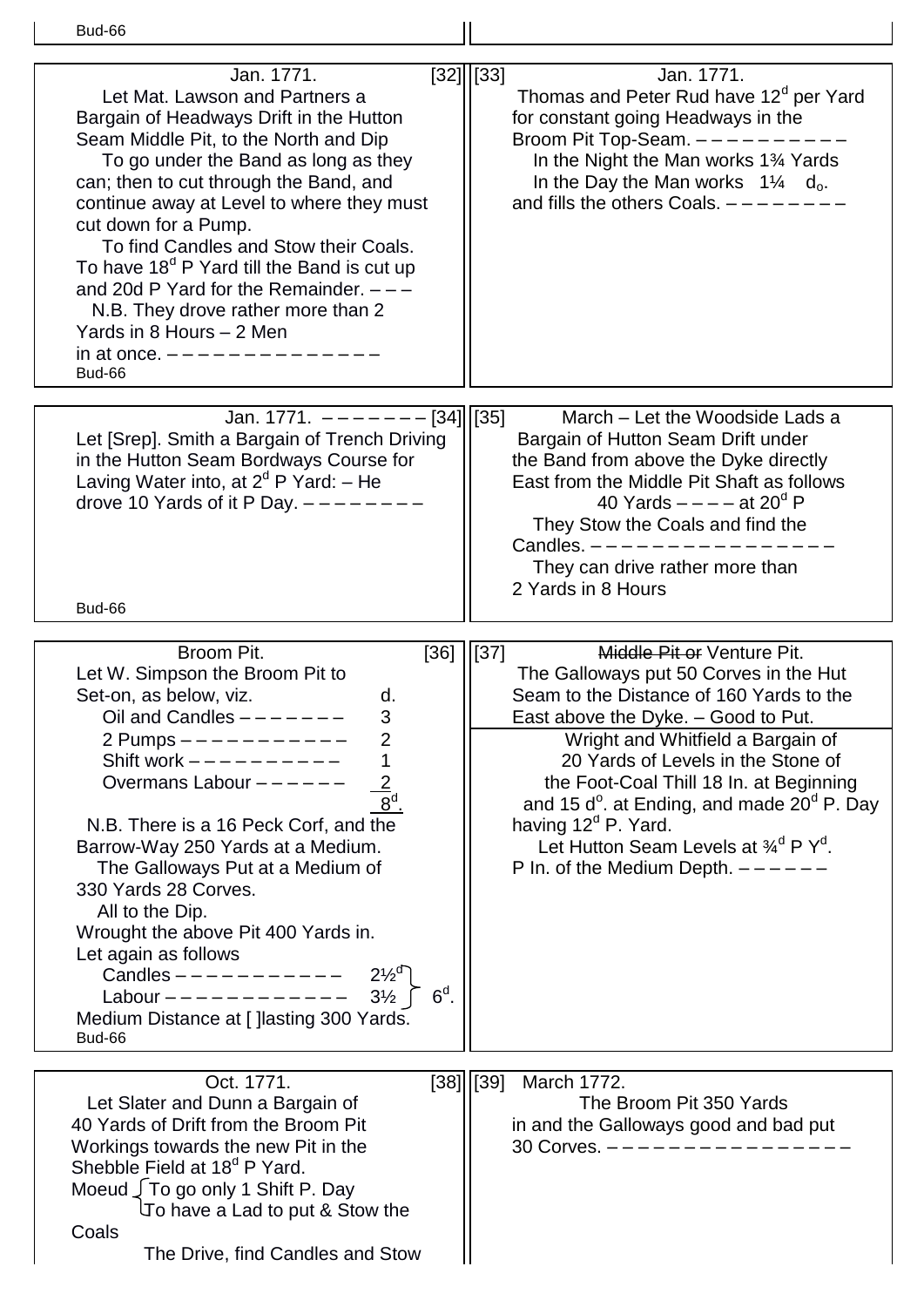Jan. 1771. [32]

Let Mat. Lawson and Partners a Bargain of Headways Drift in the Hutton Seam Middle Pit, to the North and Dip

To go under the Band as long as they can; then to cut through the Band, and continue away at Level to where they must cut down for a Pump.

To find Candles and Stow their Coals. To have 18$^d$ P Yard till the Band is cut up and 20d P Yard for the Remainder. – – –

N.B. They drove rather more than 2 Yards in 8 Hours – 2 Men in at once. – – – – – – – – – – – – – –

[33] Jan. 1771.

Thomas and Peter Rud have 12$^d$ per Yard for constant going Headways in the Broom Pit Top-Seam. – – – – – – – – – –

In the Night the Man works 1¾ Yards

In the Day the Man works 1¼ $d_o$.

and fills the others Coals. – – – – – – – –

Jan. 1771. – – – – – – – [34]

Let [Srep]. Smith a Bargain of Trench Driving in the Hutton Seam Bordways Course for Laving Water into, at 2$^d$ P Yard: – He drove 10 Yards of it P Day. – – – – – – – –

[35] March – Let the Woodside Lads a Bargain of Hutton Seam Drift under the Band from above the Dyke directly East from the Middle Pit Shaft as follows

40 Yards – – – – at 20$^d$ P

They Stow the Coals and find the Candles. – – – – – – – – – – – – – – – –

They can drive rather more than 2 Yards in 8 Hours

Broom Pit. [36]

Let W. Simpson the Broom Pit to Set-on, as below, viz.

| | d. |
|---|---|
| Oil and Candles – – – – – – – | 3 |
| 2 Pumps – – – – – – – – – – – | 2 |
| Shift work – – – – – – – – – – | 1 |
| Overmans Labour – – – – – – | 2 |
| | 8$^d$. |

N.B. There is a 16 Peck Corf, and the Barrow-Way 250 Yards at a Medium.

The Galloways Put at a Medium of 330 Yards 28 Corves.

All to the Dip.

Wrought the above Pit 400 Yards in.

Let again as follows

| | | |
|---|---|---|
| Candles – – – – – – – – – – – | 2½$^d$ | 6$^d$. |
| Labour – – – – – – – – – – – – | 3½ | |

Medium Distance at [ ]lasting 300 Yards.

[37] ~~Middle Pit or~~ Venture Pit.

The Galloways put 50 Corves in the Hut Seam to the Distance of 160 Yards to the East above the Dyke. – Good to Put.

Wright and Whitfield a Bargain of 20 Yards of Levels in the Stone of the Foot-Coal Thill 18 In. at Beginning and 15 d$^o$. at Ending, and made 20$^d$ P. Day having 12$^d$ P. Yard.

Let Hutton Seam Levels at ¾$^d$ P Y$^d$. P In. of the Medium Depth. – – – – – –

Oct. 1771. [38]

Let Slater and Dunn a Bargain of 40 Yards of Drift from the Broom Pit Workings towards the new Pit in the Shebble Field at 18$^d$ P Yard.

Moeud { To go only 1 Shift P. Day
To have a Lad to put & Stow the Coals }

The Drive, find Candles and Stow

[39] March 1772.

The Broom Pit 350 Yards in and the Galloways good and bad put 30 Corves. – – – – – – – – – – – – – – – –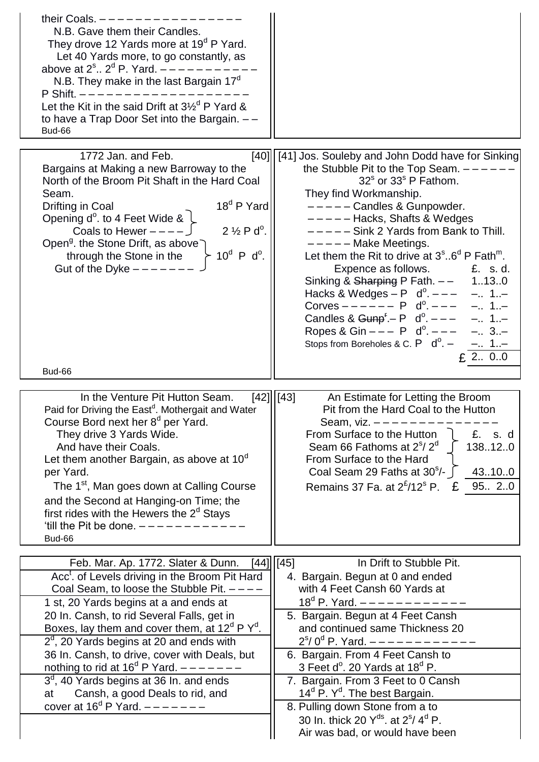their Coals. – – – – – – – – – – – – – – – – –

N.B. Gave them their Candles.

They drove 12 Yards more at 19[d] P Yard.

Let 40 Yards more, to go constantly, as above at 2[s].. 2[d] P. Yard. – – – – – – – – – – –

N.B. They make in the last Bargain 17[d] P Shift. – – – – – – – – – – – – – – – – – – –

Let the Kit in the said Drift at 3½[d] P Yard & to have a Trap Door Set into the Bargain. – –

Bud-66

---

1772 Jan. and Feb. [40]

Bargains at Making a new Barroway to the North of the Broom Pit Shaft in the Hard Coal Seam.

| | |
|---|---|
| Drifting in Coal | 18[d] P Yard |
| Opening d[o]. to 4 Feet Wide & Coals to Hewer – – – – | 2 ½ P d[o]. |
| Open[g]. the Stone Drift, as above through the Stone in the Gut of the Dyke – – – – – – – | 10[d] P d[o]. |

Bud-66

[41] Jos. Souleby and John Dodd have for Sinking the Stubble Pit to the Top Seam. – – – – – – 32[s] or 33[s] P Fathom.

They find Workmanship.

– – – – – Candles & Gunpowder.

– – – – – Hacks, Shafts & Wedges

– – – – – Sink 2 Yards from Bank to Thill.

– – – – – Make Meetings.

Let them the Rit to drive at 3[s]..6[d] P Fath[m].

| Expence as follows. | £. s. d. |
|---|---|
| Sinking & ~~Sharping~~ P Fath. – – | 1..13..0 |
| Hacks & Wedges – P d[o]. – – – | –.. 1..– |
| Corves – – – – – – P d[o]. – – – | –.. 1..– |
| Candles & ~~Gunp~~[r].– P d[o]. – – – | –.. 1..– |
| Ropes & Gin – – – P d[o]. – – – | –.. 3..– |
| Stops from Boreholes & C. P d[o]. – | –.. 1..– |
| | £ 2.. 0..0 |

---

In the Venture Pit Hutton Seam. [42]

Paid for Driving the East[d]. Mothergait and Water Course Bord next her 8[d] per Yard.

They drive 3 Yards Wide.

And have their Coals.

Let them another Bargain, as above at 10[d] per Yard.

The 1[st], Man goes down at Calling Course and the Second at Hanging-on Time; the first rides with the Hewers the 2[d] Stays 'till the Pit be done. – – – – – – – – – – – – –

Bud-66

[43] An Estimate for Letting the Broom Pit from the Hard Coal to the Hutton Seam, viz. – – – – – – – – – – – – – –

| | £. s. d |
|---|---|
| From Surface to the Hutton Seam 66 Fathoms at 2[s]/ 2[d] | 138..12..0 |
| From Surface to the Hard Coal Seam 29 Faths at 30[s]/- | 43..10..0 |
| Remains 37 Fa. at 2[£]/12[s] P. | £ 95.. 2..0 |

---

Feb. Mar. Ap. 1772. Slater & Dunn. [44]

Acc[t]. of Levels driving in the Broom Pit Hard Coal Seam, to loose the Stubble Pit. – – – –

1 st, 20 Yards begins at a and ends at 20 In. Cansh, to rid Several Falls, get in Boxes, lay them and cover them, at 12[d] P Y[d].

2[d], 20 Yards begins at 20 and ends with 36 In. Cansh, to drive, cover with Deals, but nothing to rid at 16[d] P Yard. – – – – – – –

3[d], 40 Yards begins at 36 In. and ends at Cansh, a good Deals to rid, and cover at 16[d] P Yard. – – – – – – –

[45] In Drift to Stubble Pit.

4. Bargain. Begun at 0 and ended with 4 Feet Cansh 60 Yards at 18[d] P. Yard. – – – – – – – – – – – –

5. Bargain. Begun at 4 Feet Cansh and continued same Thickness 20 2[s]/ 0[d] P. Yard. – – – – – – – – – – – –

6. Bargain. From 4 Feet Cansh to 3 Feet d[o]. 20 Yards at 18[d] P.

7. Bargain. From 3 Feet to 0 Cansh 14[d] P. Y[d]. The best Bargain.

8. Pulling down Stone from a to 30 In. thick 20 Y[ds]. at 2[s]/ 4[d] P. Air was bad, or would have been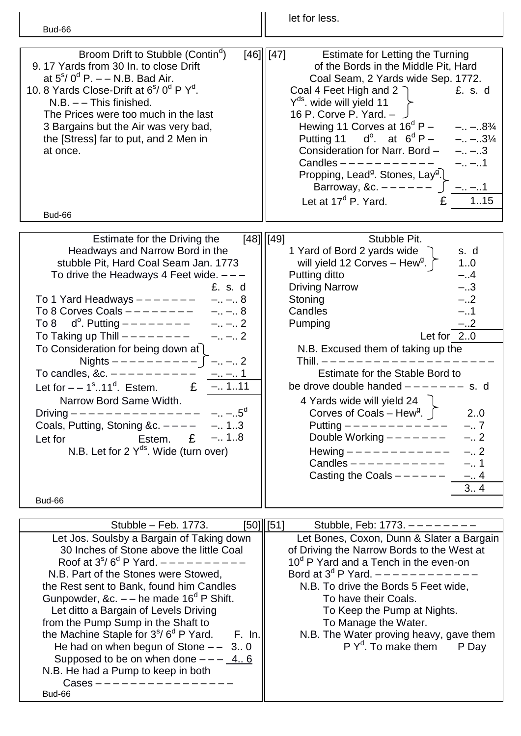let for less.

Broom Drift to Stubble (Contin$^{d}$) [46]

9. 17 Yards from 30 In. to close Drift at $5^{s}/ 0^{d}$ P. – – N.B. Bad Air.
10. 8 Yards Close-Drift at $6^{s}/ 0^{d}$ P $Y^{d}$.
    N.B. – – This finished.

The Prices were too much in the last 3 Bargains but the Air was very bad, the [Stress] far to put, and 2 Men in at once.

[47] Estimate for Letting the Turning of the Bords in the Middle Pit, Hard Coal Seam, 2 Yards wide Sep. 1772.

Coal 4 Feet High and 2 $Y^{ds}$. wide will yield 11 16 P. Corve P. Yard. –

| | £. s. d |
|---|---|
| Hewing 11 Corves at $16^{d}$ P – | –.. –..8¾ |
| Putting 11 $d^{o}$. at $6^{d}$ P – | –.. –..3¼ |
| Consideration for Narr. Bord – | –.. –..3 |
| Candles – – – – – – – – – – – | –.. –..1 |
| Propping, Lead$^{g}$. Stones, Lay$^{g}$. Barroway, &c. – – – – – – | –.. –..1 |
| Let at $17^{d}$ P. Yard. £ | 1..15 |

Estimate for the Driving the Headways and Narrow Bord in the stubble Pit, Hard Coal Seam Jan. 1773 [48]

To drive the Headways 4 Feet wide. – – –

| | £. s. d |
|---|---|
| To 1 Yard Headways – – – – – – – | –.. –.. 8 |
| To 8 Corves Coals – – – – – – – – | –.. –.. 8 |
| To 8 $d^{o}$. Putting – – – – – – – – | –.. –.. 2 |
| To Taking up Thill – – – – – – – – | –.. –.. 2 |
| To Consideration for being down at Nights – – – – – – – – – – | –.. –.. 2 |
| To candles, &c. – – – – – – – – – – | –.. –.. 1 |
| Let for – – $1^{s}..11^{d}$. Estem. £ | –.. 1..11 |

Narrow Bord Same Width.

| | |
|---|---|
| Driving – – – – – – – – – – – – – – – | –.. –..$5^{d}$ |
| Coals, Putting, Stoning &c. – – – – | –.. 1..3 |
| Let for Estem. £ | –.. 1..8 |

N.B. Let for 2 $Y^{ds}$. Wide (turn over)

[49] Stubble Pit.

| | s. d |
|---|---|
| 1 Yard of Bord 2 yards wide will yield 12 Corves – Hew$^{g}$. | 1..0 |
| Putting ditto | –..4 |
| Driving Narrow | –..3 |
| Stoning | –..2 |
| Candles | –..1 |
| Pumping | –..2 |
| Let for | 2..0 |

N.B. Excused them of taking up the Thill. – – – – – – – – – – – – – – – – – – – –

Estimate for the Stable Bord to be drove double handed – – – – – – – s. d

| | |
|---|---|
| 4 Yards wide will yield 24 Corves of Coals – Hew$^{g}$. | 2..0 |
| Putting – – – – – – – – – – – – | –.. 7 |
| Double Working – – – – – – – | –.. 2 |
| Hewing – – – – – – – – – – – – | –.. 2 |
| Candles – – – – – – – – – – – | –.. 1 |
| Casting the Coals – – – – – – | –.. 4 |
| | 3.. 4 |

Stubble – Feb. 1773. [50]

Let Jos. Soulsby a Bargain of Taking down 30 Inches of Stone above the little Coal Roof at $3^{s}/ 6^{d}$ P Yard. – – – – – – – – – –

N.B. Part of the Stones were Stowed, the Rest sent to Bank, found him Candles Gunpowder, &c. – – he made $16^{d}$ P Shift.

Let ditto a Bargain of Levels Driving from the Pump Sump in the Shaft to the Machine Staple for $3^{s}/ 6^{d}$ P Yard.

| | F. In. |
|---|---|
| He had on when begun of Stone – – | 3.. 0 |
| Supposed to be on when done – – – | 4.. 6 |

N.B. He had a Pump to keep in both Cases – – – – – – – – – – – – – – – –

[51] Stubble, Feb: 1773. – – – – – – – – –

Let Bones, Coxon, Dunn & Slater a Bargain of Driving the Narrow Bords to the West at $10^{d}$ P Yard and a Tench in the even-on Bord at $3^{d}$ P Yard. – – – – – – – – – – – –

N.B. To drive the Bords 5 Feet wide,
To have their Coals.
To Keep the Pump at Nights.
To Manage the Water.

N.B. The Water proving heavy, gave them P $Y^{d}$. To make them P Day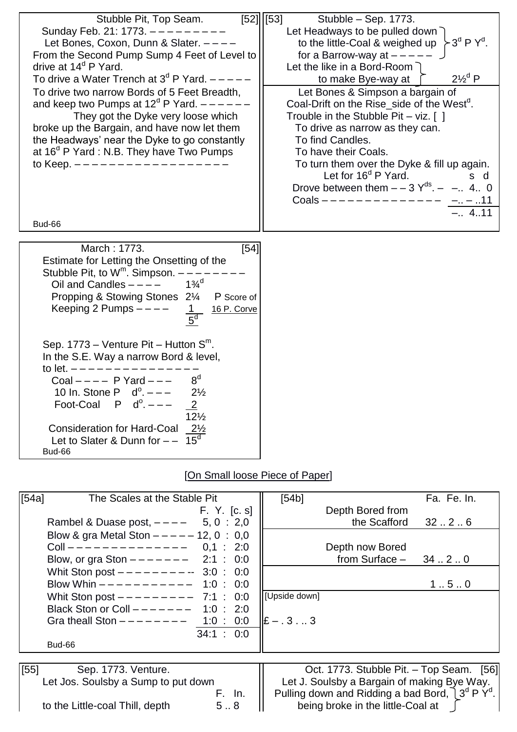Stubble Pit, Top Seam. [52]

Sunday Feb. 21: 1773. – – – – – – – – – –

Let Bones, Coxon, Dunn & Slater. – – – –

From the Second Pump Sump 4 Feet of Level to drive at 14[d] P Yard.

To drive a Water Trench at 3[d] P Yard. – – – – –

To drive two narrow Bords of 5 Feet Breadth, and keep two Pumps at 12[d] P Yard. – – – – – –

They got the Dyke very loose which broke up the Bargain, and have now let them the Headways' near the Dyke to go constantly at 16[d] P Yard : N.B. They have Two Pumps to Keep. – – – – – – – – – – – – – – – – – –

Bud-66

[53] Stubble – Sep. 1773.

Let Headways to be pulled down to the little-Coal & weighed up for a Barrow-way at – – – – – } 3[d] P Y[d].

Let the like in a Bord-Room to make Bye-way at } 2½[d] P

Let Bones & Simpson a bargain of Coal-Drift on the Rise_side of the West[d].

Trouble in the Stubble Pit – viz. [ ]

To drive as narrow as they can.

To find Candles.

To have their Coals.

To turn them over the Dyke & fill up again.

| | s | d |
|---|---|---|
| Let for 16[d] P Yard. | | |
| Drove between them – – 3 Y[ds]. – | –.. 4.. | 0 |
| Coals – – – – – – – – – – – – – – – | –.. – .. | 11 |
| | –.. 4.. | 11 |

March : 1773. [54]

Estimate for Letting the Onsetting of the Stubble Pit, to W[m]. Simpson. – – – – – – – –

| | | |
|---|---|---|
| Oil and Candles – – – – | 1¾[d] | |
| Propping & Stowing Stones | 2¼ | P Score of |
| Keeping 2 Pumps – – – – | 1 | 16 P. Corve |
| | 5[d] | |

Sep. 1773 – Venture Pit – Hutton S[m].

In the S.E. Way a narrow Bord & level, to let. – – – – – – – – – – – – – – –

| | |
|---|---|
| Coal – – – – P Yard – – – | 8[d] |
| 10 In. Stone P d[o]. – – – | 2½ |
| Foot-Coal P d[o]. – – – | 2 |
| | 12½ |
| Consideration for Hard-Coal | 2½ |
| Let to Slater & Dunn for – – | 15[d] |

Bud-66

[On Small loose Piece of Paper]

[54a] The Scales at the Stable Pit

| | F. Y. [c. s] |
|---|---|
| Rambel & Duase post, – – – – | 5, 0 : 2,0 |
| Blow & gra Metal Ston – – – – – | 12, 0 : 0,0 |
| Coll – – – – – – – – – – – – – – – | 0,1 : 2:0 |
| Blow, or gra Ston – – – – – – – – | 2:1 : 0:0 |
| Whit Ston post – – – – – – – – – -- | 3:0 : 0:0 |
| Blow Whin – – – – – – – – – – – – | 1:0 : 0:0 |
| Whit Ston post – – – – – – – – – – | 7:1 : 0:0 |
| Black Ston or Coll – – – – – – – – | 1:0 : 2:0 |
| Gra theall Ston – – – – – – – – – | 1:0 : 0:0 |
| | 34:1 : 0:0 |

Bud-66

[54b]

| | Fa. Fe. In. |
|---|---|
| Depth Bored from the Scafford | 32 .. 2 .. 6 |
| Depth now Bored from Surface – | 34 .. 2 .. 0 |
| | 1 .. 5 .. 0 |

[Upside down]

£ – . 3 . .. 3

[55] Sep. 1773. Venture.

Let Jos. Soulsby a Sump to put down to the Little-coal Thill, depth F. In. 5 .. 8

Oct. 1773. Stubble Pit. – Top Seam. [56]

Let J. Soulsby a Bargain of making Bye Way. Pulling down and Ridding a bad Bord, being broke in the little-Coal at } 3[d] P Y[d].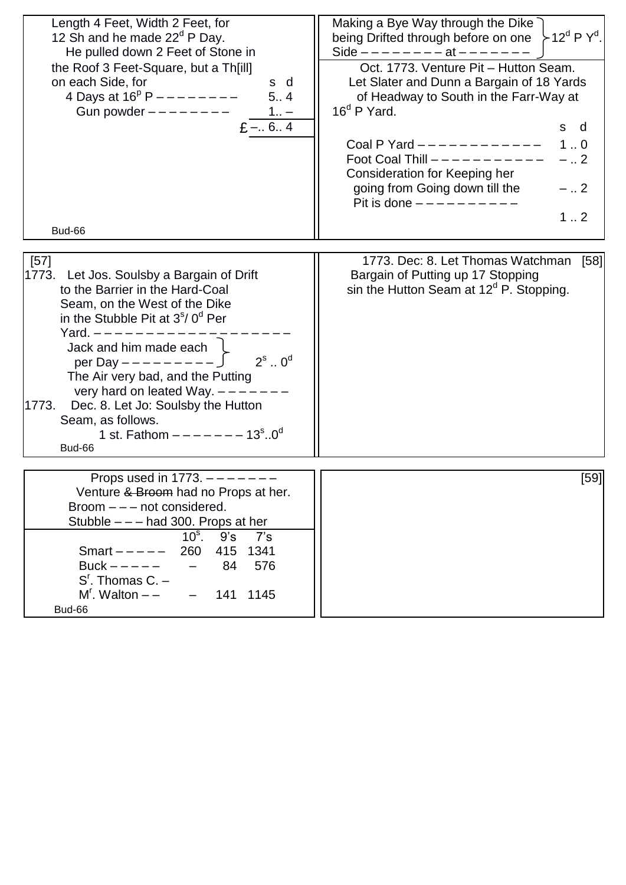Length 4 Feet, Width 2 Feet, for 12 Sh and he made 22$^{d}$ P Day.

He pulled down 2 Feet of Stone in the Roof 3 Feet-Square, but a Th[ill] on each Side, for

| | s | d |
|---|---|---|
| 4 Days at 16$^{p}$ P – – – – – – – – – | 5.. | 4 |
| Gun powder – – – – – – – – – | 1.. | – |
| £ | –.. 6.. | 4 |

Bud-66

Making a Bye Way through the Dike being Drifted through before on one Side – – – – – – – – – at – – – – – – – – } 12$^{d}$ P Y$^{d}$.

Oct. 1773. Venture Pit – Hutton Seam.

Let Slater and Dunn a Bargain of 18 Yards of Headway to South in the Farr-Way at 16$^{d}$ P Yard.

| | s | d |
|---|---|---|
| Coal P Yard – – – – – – – – – – – – – | 1 .. | 0 |
| Foot Coal Thill – – – – – – – – – – – – | – .. | 2 |
| Consideration for Keeping her going from Going down till the Pit is done – – – – – – – – – – – | – .. | 2 |
| | 1 .. | 2 |

[57]

1773. Let Jos. Soulsby a Bargain of Drift to the Barrier in the Hard-Coal Seam, on the West of the Dike in the Stubble Pit at 3$^{s}$/ 0$^{d}$ Per Yard. – – – – – – – – – – – – – – – – – – – – –

Jack and him made each per Day – – – – – – – – – – } 2$^{s}$ .. 0$^{d}$

The Air very bad, and the Putting very hard on leated Way. – – – – – – – –

1773. Dec. 8. Let Jo: Soulsby the Hutton Seam, as follows.

1 st. Fathom – – – – – – – – 13$^{s}$..0$^{d}$

Bud-66

1773. Dec: 8. Let Thomas Watchman [58]

Bargain of Putting up 17 Stopping sin the Hutton Seam at 12$^{d}$ P. Stopping.

Props used in 1773. – – – – – – – –

Venture ~~& Broom~~ had no Props at her.

Broom – – – not considered.

Stubble – – – had 300. Props at her

| | 10$^{s}$. | 9's | 7's |
|---|---|---|---|
| Smart – – – – – | 260 | 415 | 1341 |
| Buck – – – – – | – | 84 | 576 |
| S$^{r}$. Thomas C. – | | | |
| M$^{r}$. Walton – – | – | 141 | 1145 |

Bud-66

[59]